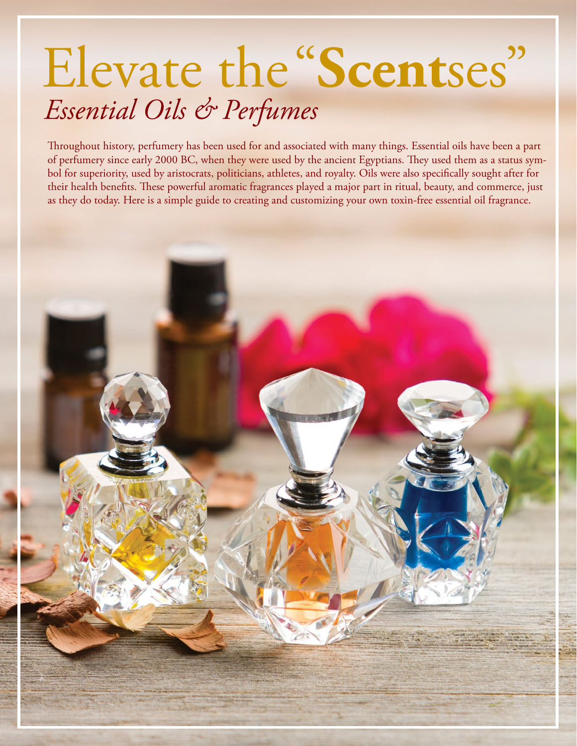# Elevate the "**Scent**ses"

## *Essential Oils & Perfumes*

Throughout history, perfumery has been used for and associated with many things. Essential oils have been a part of perfumery since early 2000 BC, when they were used by the ancient Egyptians. They used them as a status symbol for superiority, used by aristocrats, politicians, athletes, and royalty. Oils were also specifically sought after for their health benefits. These powerful aromatic fragrances played a major part in ritual, beauty, and commerce, just as they do today. Here is a simple guide to creating and customizing your own toxin-free essential oil fragrance.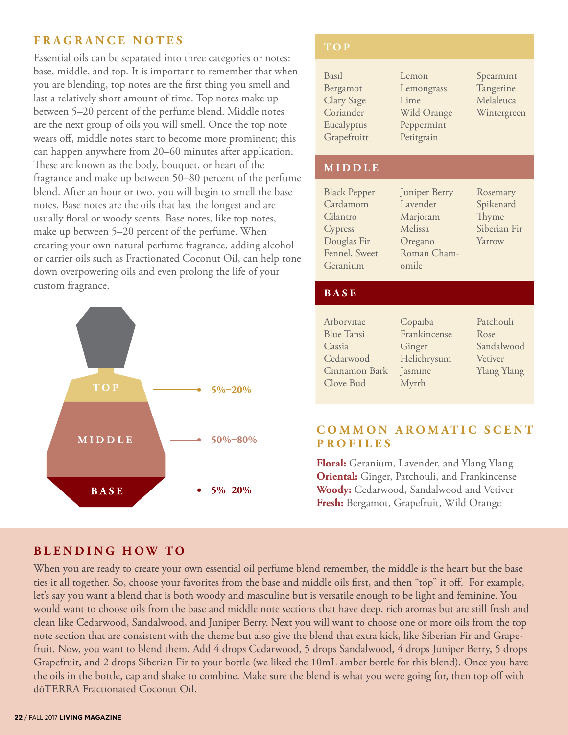## FRAGRANCE NOTES

Essential oils can be separated into three categories or notes: base, middle, and top. It is important to remember that when you are blending, top notes are the first thing you smell and last a relatively short amount of time. Top notes make up between 5–20 percent of the perfume blend. Middle notes are the next group of oils you will smell. Once the top note wears off, middle notes start to become more prominent; this can happen anywhere from 20–60 minutes after application. These are known as the body, bouquet, or heart of the fragrance and make up between 50–80 percent of the perfume blend. After an hour or two, you will begin to smell the base notes. Base notes are the oils that last the longest and are usually floral or woody scents. Base notes, like top notes, make up between 5–20 percent of the perfume. When creating your own natural perfume fragrance, adding alcohol or carrier oils such as Fractionated Coconut Oil, can help tone down overpowering oils and even prolong the life of your custom fragrance.

TOP — 5%–20%

MIDDLE — 50%–80%

BASE — 5%–20%

### TOP

| | | |
|---|---|---|
| Basil | Lemon | Spearmint |
| Bergamot | Lemongrass | Tangerine |
| Clary Sage | Lime | Melaleuca |
| Coriander | Wild Orange | Wintergreen |
| Eucalyptus | Peppermint | |
| Grapefruitt | Petitgrain | |

### MIDDLE

| | | |
|---|---|---|
| Black Pepper | Juniper Berry | Rosemary |
| Cardamom | Lavender | Spikenard |
| Cilantro | Marjoram | Thyme |
| Cypress | Melissa | Siberian Fir |
| Douglas Fir | Oregano | Yarrow |
| Fennel, Sweet | Roman Chamomile | |
| Geranium | | |

### BASE

| | | |
|---|---|---|
| Arborvitae | Copaiba | Patchouli |
| Blue Tansi | Frankincense | Rose |
| Cassia | Ginger | Sandalwood |
| Cedarwood | Helichrysum | Vetiver |
| Cinnamon Bark | Jasmine | Ylang Ylang |
| Clove Bud | Myrrh | |

## COMMON AROMATIC SCENT PROFILES

**Floral:** Geranium, Lavender, and Ylang Ylang
**Oriental:** Ginger, Patchouli, and Frankincense
**Woody:** Cedarwood, Sandalwood and Vetiver
**Fresh:** Bergamot, Grapefruit, Wild Orange

## BLENDING HOW TO

When you are ready to create your own essential oil perfume blend remember, the middle is the heart but the base ties it all together. So, choose your favorites from the base and middle oils first, and then "top" it off. For example, let's say you want a blend that is both woody and masculine but is versatile enough to be light and feminine. You would want to choose oils from the base and middle note sections that have deep, rich aromas but are still fresh and clean like Cedarwood, Sandalwood, and Juniper Berry. Next you will want to choose one or more oils from the top note section that are consistent with the theme but also give the blend that extra kick, like Siberian Fir and Grapefruit. Now, you want to blend them. Add 4 drops Cedarwood, 5 drops Sandalwood, 4 drops Juniper Berry, 5 drops Grapefruit, and 2 drops Siberian Fir to your bottle (we liked the 10mL amber bottle for this blend). Once you have the oils in the bottle, cap and shake to combine. Make sure the blend is what you were going for, then top off with dōTERRA Fractionated Coconut Oil.